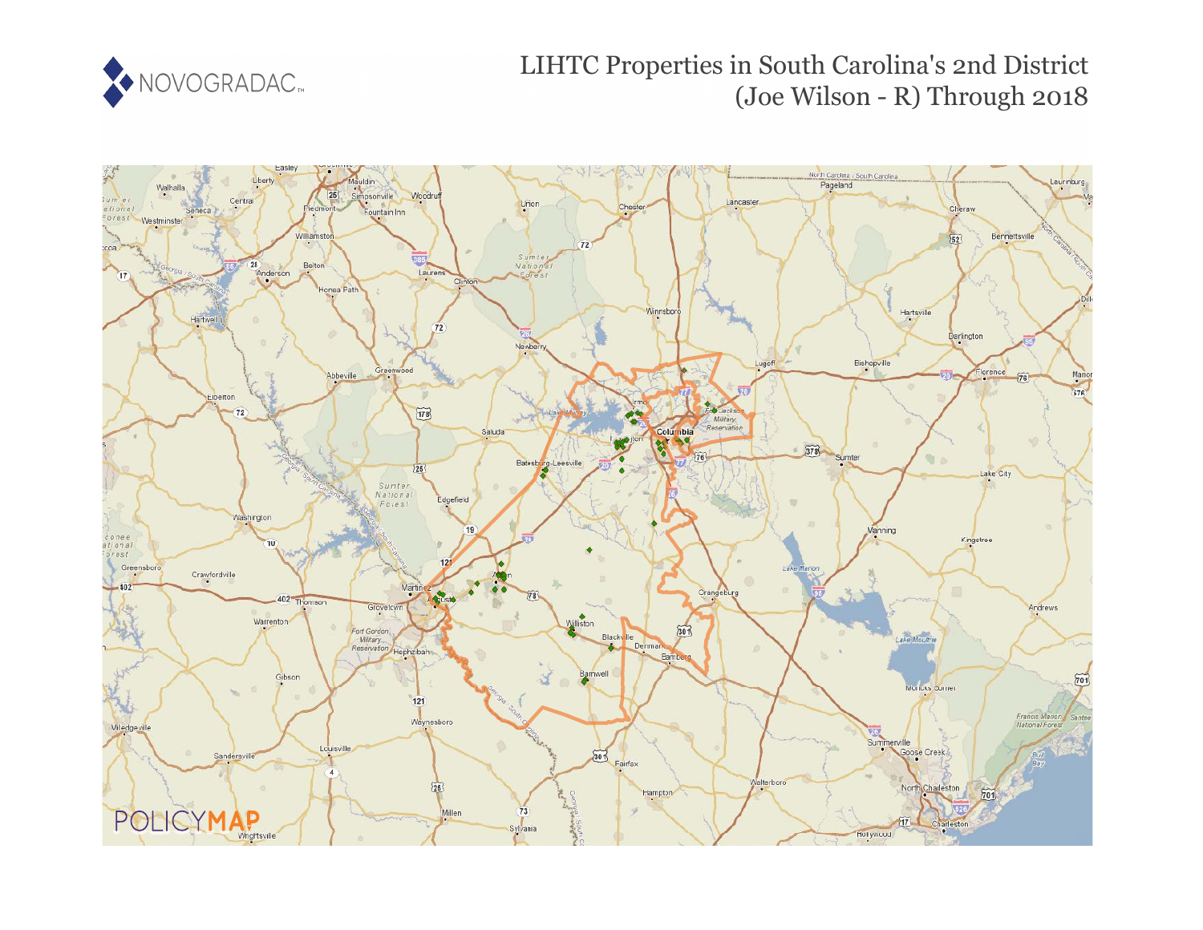# LIHTC Properties in South Carolina's 2nd District (Joe Wilson - R) Through 2018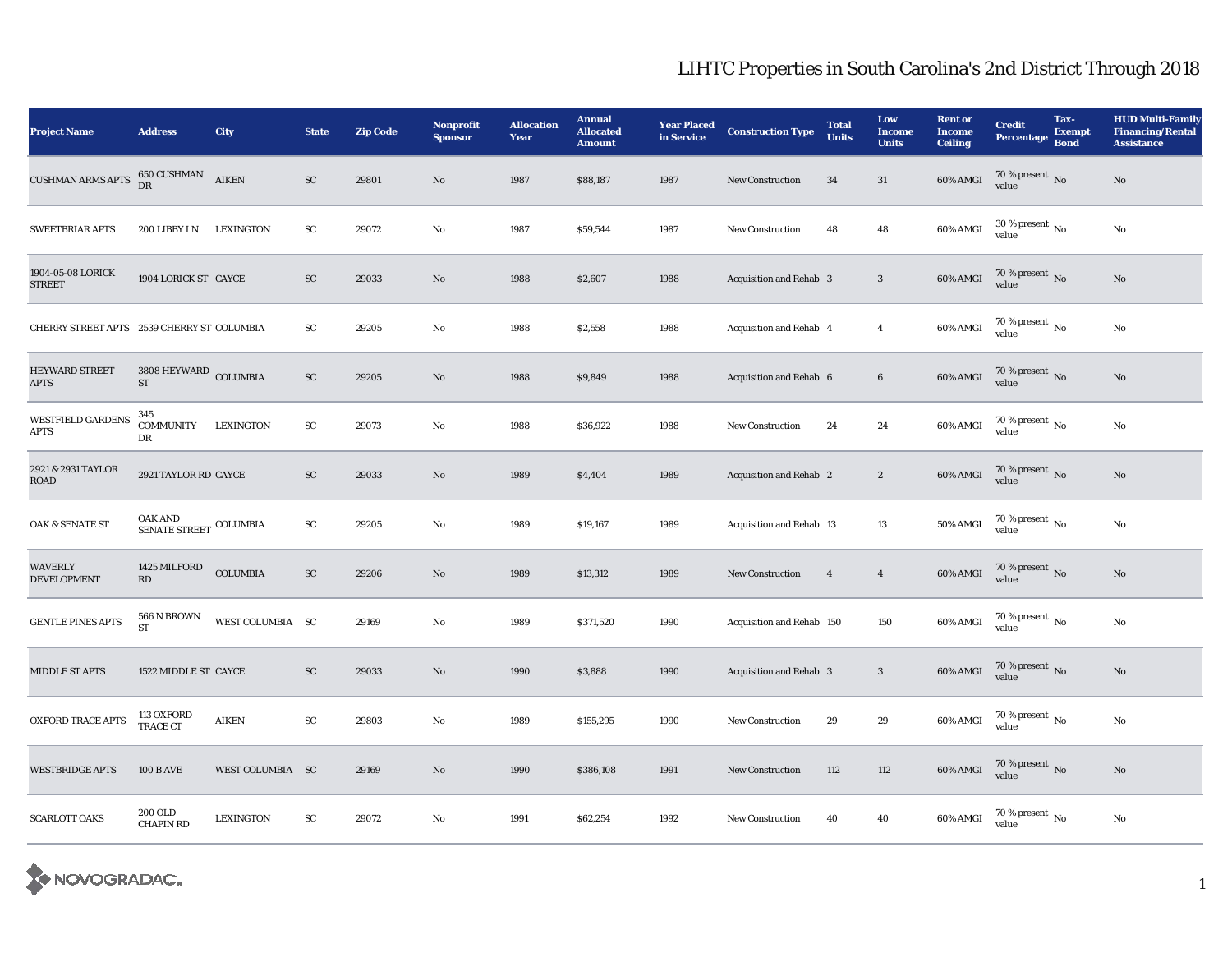# LIHTC Properties in South Carolina's 2nd District Through 2018

| Project Name | Address | City | State | Zip Code | Nonprofit Sponsor | Allocation Year | Annual Allocated Amount | Year Placed in Service | Construction Type | Total Units | Low Income Units | Rent or Income Ceiling | Credit Percentage | Tax-Exempt Bond | HUD Multi-Family Financing/Rental Assistance |
|---|---|---|---|---|---|---|---|---|---|---|---|---|---|---|---|
| CUSHMAN ARMS APTS | 650 CUSHMAN DR | AIKEN | SC | 29801 | No | 1987 | $88,187 | 1987 | New Construction | 34 | 31 | 60% AMGI | 70 % present value | No | No |
| SWEETBRIAR APTS | 200 LIBBY LN | LEXINGTON | SC | 29072 | No | 1987 | $59,544 | 1987 | New Construction | 48 | 48 | 60% AMGI | 30 % present value | No | No |
| 1904-05-08 LORICK STREET | 1904 LORICK ST | CAYCE | SC | 29033 | No | 1988 | $2,607 | 1988 | Acquisition and Rehab | 3 | 3 | 60% AMGI | 70 % present value | No | No |
| CHERRY STREET APTS | 2539 CHERRY ST | COLUMBIA | SC | 29205 | No | 1988 | $2,558 | 1988 | Acquisition and Rehab | 4 | 4 | 60% AMGI | 70 % present value | No | No |
| HEYWARD STREET APTS | 3808 HEYWARD ST | COLUMBIA | SC | 29205 | No | 1988 | $9,849 | 1988 | Acquisition and Rehab | 6 | 6 | 60% AMGI | 70 % present value | No | No |
| WESTFIELD GARDENS APTS | 345 COMMUNITY DR | LEXINGTON | SC | 29073 | No | 1988 | $36,922 | 1988 | New Construction | 24 | 24 | 60% AMGI | 70 % present value | No | No |
| 2921 & 2931 TAYLOR ROAD | 2921 TAYLOR RD | CAYCE | SC | 29033 | No | 1989 | $4,404 | 1989 | Acquisition and Rehab | 2 | 2 | 60% AMGI | 70 % present value | No | No |
| OAK & SENATE ST | OAK AND SENATE STREET | COLUMBIA | SC | 29205 | No | 1989 | $19,167 | 1989 | Acquisition and Rehab | 13 | 13 | 50% AMGI | 70 % present value | No | No |
| WAVERLY DEVELOPMENT | 1425 MILFORD RD | COLUMBIA | SC | 29206 | No | 1989 | $13,312 | 1989 | New Construction | 4 | 4 | 60% AMGI | 70 % present value | No | No |
| GENTLE PINES APTS | 566 N BROWN ST | WEST COLUMBIA | SC | 29169 | No | 1989 | $371,520 | 1990 | Acquisition and Rehab | 150 | 150 | 60% AMGI | 70 % present value | No | No |
| MIDDLE ST APTS | 1522 MIDDLE ST | CAYCE | SC | 29033 | No | 1990 | $3,888 | 1990 | Acquisition and Rehab | 3 | 3 | 60% AMGI | 70 % present value | No | No |
| OXFORD TRACE APTS | 113 OXFORD TRACE CT | AIKEN | SC | 29803 | No | 1989 | $155,295 | 1990 | New Construction | 29 | 29 | 60% AMGI | 70 % present value | No | No |
| WESTBRIDGE APTS | 100 B AVE | WEST COLUMBIA | SC | 29169 | No | 1990 | $386,108 | 1991 | New Construction | 112 | 112 | 60% AMGI | 70 % present value | No | No |
| SCARLOTT OAKS | 200 OLD CHAPIN RD | LEXINGTON | SC | 29072 | No | 1991 | $62,254 | 1992 | New Construction | 40 | 40 | 60% AMGI | 70 % present value | No | No |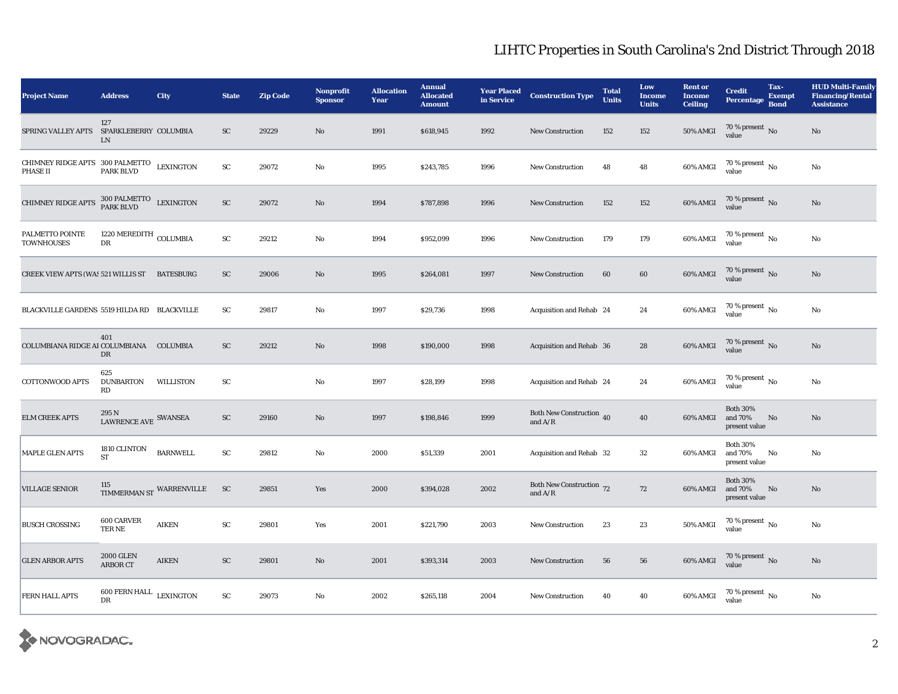# LIHTC Properties in South Carolina's 2nd District Through 2018

| Project Name | Address | City | State | Zip Code | Nonprofit Sponsor | Allocation Year | Annual Allocated Amount | Year Placed in Service | Construction Type | Total Units | Low Income Units | Rent or Income Ceiling | Credit Percentage | Tax-Exempt Bond | HUD Multi-Family Financing/Rental Assistance |
|---|---|---|---|---|---|---|---|---|---|---|---|---|---|---|---|
| SPRING VALLEY APTS | 127 SPARKLEBERRY LN | COLUMBIA | SC | 29229 | No | 1991 | $618,945 | 1992 | New Construction | 152 | 152 | 50% AMGI | 70 % present value | No | No |
| CHIMNEY RIDGE APTS PHASE II | 300 PALMETTO PARK BLVD | LEXINGTON | SC | 29072 | No | 1995 | $243,785 | 1996 | New Construction | 48 | 48 | 60% AMGI | 70 % present value | No | No |
| CHIMNEY RIDGE APTS | 300 PALMETTO PARK BLVD | LEXINGTON | SC | 29072 | No | 1994 | $787,898 | 1996 | New Construction | 152 | 152 | 60% AMGI | 70 % present value | No | No |
| PALMETTO POINTE TOWNHOUSES | 1220 MEREDITH DR | COLUMBIA | SC | 29212 | No | 1994 | $952,099 | 1996 | New Construction | 179 | 179 | 60% AMGI | 70 % present value | No | No |
| CREEK VIEW APTS (WAS | 521 WILLIS ST | BATESBURG | SC | 29006 | No | 1995 | $264,081 | 1997 | New Construction | 60 | 60 | 60% AMGI | 70 % present value | No | No |
| BLACKVILLE GARDENS | 5519 HILDA RD | BLACKVILLE | SC | 29817 | No | 1997 | $29,736 | 1998 | Acquisition and Rehab | 24 | 24 | 60% AMGI | 70 % present value | No | No |
| COLUMBIANA RIDGE AI | 401 COLUMBIANA DR | COLUMBIA | SC | 29212 | No | 1998 | $190,000 | 1998 | Acquisition and Rehab | 36 | 28 | 60% AMGI | 70 % present value | No | No |
| COTTONWOOD APTS | 625 DUNBARTON RD | WILLISTON | SC | | No | 1997 | $28,199 | 1998 | Acquisition and Rehab | 24 | 24 | 60% AMGI | 70 % present value | No | No |
| ELM CREEK APTS | 295 N LAWRENCE AVE | SWANSEA | SC | 29160 | No | 1997 | $198,846 | 1999 | Both New Construction and A/R | 40 | 40 | 60% AMGI | Both 30% and 70% present value | No | No |
| MAPLE GLEN APTS | 1810 CLINTON ST | BARNWELL | SC | 29812 | No | 2000 | $51,339 | 2001 | Acquisition and Rehab | 32 | 32 | 60% AMGI | Both 30% and 70% present value | No | No |
| VILLAGE SENIOR | 115 TIMMERMAN ST | WARRENVILLE | SC | 29851 | Yes | 2000 | $394,028 | 2002 | Both New Construction and A/R | 72 | 72 | 60% AMGI | Both 30% and 70% present value | No | No |
| BUSCH CROSSING | 600 CARVER TER NE | AIKEN | SC | 29801 | Yes | 2001 | $221,790 | 2003 | New Construction | 23 | 23 | 50% AMGI | 70 % present value | No | No |
| GLEN ARBOR APTS | 2000 GLEN ARBOR CT | AIKEN | SC | 29801 | No | 2001 | $393,314 | 2003 | New Construction | 56 | 56 | 60% AMGI | 70 % present value | No | No |
| FERN HALL APTS | 600 FERN HALL DR | LEXINGTON | SC | 29073 | No | 2002 | $265,118 | 2004 | New Construction | 40 | 40 | 60% AMGI | 70 % present value | No | No |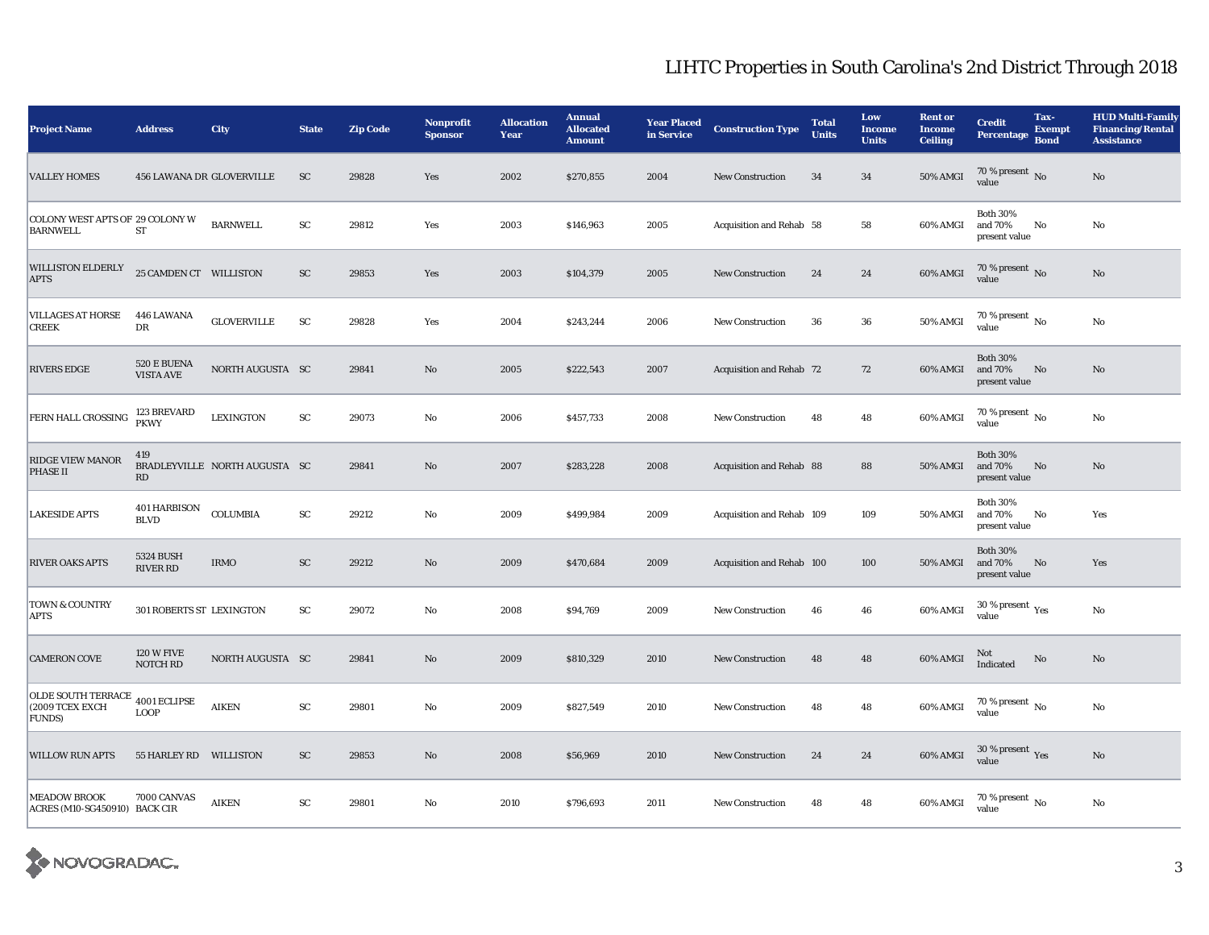# LIHTC Properties in South Carolina's 2nd District Through 2018

| Project Name | Address | City | State | Zip Code | Nonprofit Sponsor | Allocation Year | Annual Allocated Amount | Year Placed in Service | Construction Type | Total Units | Low Income Units | Rent or Income Ceiling | Credit Percentage | Tax-Exempt Bond | HUD Multi-Family Financing/Rental Assistance |
|---|---|---|---|---|---|---|---|---|---|---|---|---|---|---|---|
| VALLEY HOMES | 456 LAWANA DR | GLOVERVILLE | SC | 29828 | Yes | 2002 | $270,855 | 2004 | New Construction | 34 | 34 | 50% AMGI | 70 % present value | No | No |
| COLONY WEST APTS OF BARNWELL | 29 COLONY W ST | BARNWELL | SC | 29812 | Yes | 2003 | $146,963 | 2005 | Acquisition and Rehab | 58 | 58 | 60% AMGI | Both 30% and 70% present value | No | No |
| WILLISTON ELDERLY APTS | 25 CAMDEN CT | WILLISTON | SC | 29853 | Yes | 2003 | $104,379 | 2005 | New Construction | 24 | 24 | 60% AMGI | 70 % present value | No | No |
| VILLAGES AT HORSE CREEK | 446 LAWANA DR | GLOVERVILLE | SC | 29828 | Yes | 2004 | $243,244 | 2006 | New Construction | 36 | 36 | 50% AMGI | 70 % present value | No | No |
| RIVERS EDGE | 520 E BUENA VISTA AVE | NORTH AUGUSTA | SC | 29841 | No | 2005 | $222,543 | 2007 | Acquisition and Rehab | 72 | 72 | 60% AMGI | Both 30% and 70% present value | No | No |
| FERN HALL CROSSING | 123 BREVARD PKWY | LEXINGTON | SC | 29073 | No | 2006 | $457,733 | 2008 | New Construction | 48 | 48 | 60% AMGI | 70 % present value | No | No |
| RIDGE VIEW MANOR PHASE II | 419 BRADLEYVILLE RD | NORTH AUGUSTA | SC | 29841 | No | 2007 | $283,228 | 2008 | Acquisition and Rehab | 88 | 88 | 50% AMGI | Both 30% and 70% present value | No | No |
| LAKESIDE APTS | 401 HARBISON BLVD | COLUMBIA | SC | 29212 | No | 2009 | $499,984 | 2009 | Acquisition and Rehab | 109 | 109 | 50% AMGI | Both 30% and 70% present value | No | Yes |
| RIVER OAKS APTS | 5324 BUSH RIVER RD | IRMO | SC | 29212 | No | 2009 | $470,684 | 2009 | Acquisition and Rehab | 100 | 100 | 50% AMGI | Both 30% and 70% present value | No | Yes |
| TOWN & COUNTRY APTS | 301 ROBERTS ST | LEXINGTON | SC | 29072 | No | 2008 | $94,769 | 2009 | New Construction | 46 | 46 | 60% AMGI | 30 % present value | Yes | No |
| CAMERON COVE | 120 W FIVE NOTCH RD | NORTH AUGUSTA | SC | 29841 | No | 2009 | $810,329 | 2010 | New Construction | 48 | 48 | 60% AMGI | Not Indicated | No | No |
| OLDE SOUTH TERRACE (2009 TCEX EXCH FUNDS) | 4001 ECLIPSE LOOP | AIKEN | SC | 29801 | No | 2009 | $827,549 | 2010 | New Construction | 48 | 48 | 60% AMGI | 70 % present value | No | No |
| WILLOW RUN APTS | 55 HARLEY RD | WILLISTON | SC | 29853 | No | 2008 | $56,969 | 2010 | New Construction | 24 | 24 | 60% AMGI | 30 % present value | Yes | No |
| MEADOW BROOK ACRES (M10-SG450910) | 7000 CANVAS BACK CIR | AIKEN | SC | 29801 | No | 2010 | $796,693 | 2011 | New Construction | 48 | 48 | 60% AMGI | 70 % present value | No | No |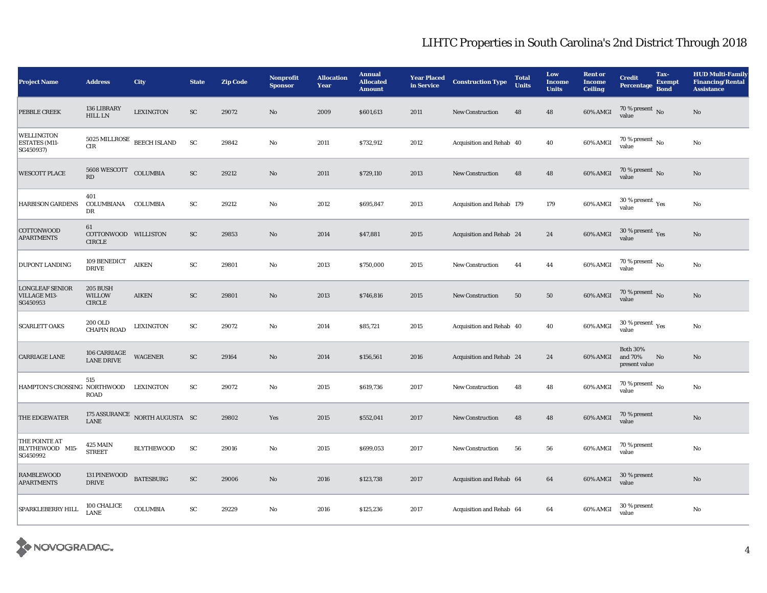# LIHTC Properties in South Carolina's 2nd District Through 2018

| Project Name | Address | City | State | Zip Code | Nonprofit Sponsor | Allocation Year | Annual Allocated Amount | Year Placed in Service | Construction Type | Total Units | Low Income Units | Rent or Income Ceiling | Credit Percentage | Tax-Exempt Bond | HUD Multi-Family Financing/Rental Assistance |
|---|---|---|---|---|---|---|---|---|---|---|---|---|---|---|---|
| PEBBLE CREEK | 136 LIBRARY HILL LN | LEXINGTON | SC | 29072 | No | 2009 | $601,613 | 2011 | New Construction | 48 | 48 | 60% AMGI | 70 % present value | No | No |
| WELLINGTON ESTATES (M11-SG450937) | 5025 MILLROSE CIR | BEECH ISLAND | SC | 29842 | No | 2011 | $732,912 | 2012 | Acquisition and Rehab | 40 | 40 | 60% AMGI | 70 % present value | No | No |
| WESCOTT PLACE | 5608 WESCOTT RD | COLUMBIA | SC | 29212 | No | 2011 | $729,110 | 2013 | New Construction | 48 | 48 | 60% AMGI | 70 % present value | No | No |
| HARBISON GARDENS | 401 COLUMBIANA DR | COLUMBIA | SC | 29212 | No | 2012 | $695,847 | 2013 | Acquisition and Rehab | 179 | 179 | 60% AMGI | 30 % present value | Yes | No |
| COTTONWOOD APARTMENTS | 61 COTTONWOOD CIRCLE | WILLISTON | SC | 29853 | No | 2014 | $47,881 | 2015 | Acquisition and Rehab | 24 | 24 | 60% AMGI | 30 % present value | Yes | No |
| DUPONT LANDING | 109 BENEDICT DRIVE | AIKEN | SC | 29801 | No | 2013 | $750,000 | 2015 | New Construction | 44 | 44 | 60% AMGI | 70 % present value | No | No |
| LONGLEAF SENIOR VILLAGE M13-SG450953 | 205 BUSH WILLOW CIRCLE | AIKEN | SC | 29801 | No | 2013 | $746,816 | 2015 | New Construction | 50 | 50 | 60% AMGI | 70 % present value | No | No |
| SCARLETT OAKS | 200 OLD CHAPIN ROAD | LEXINGTON | SC | 29072 | No | 2014 | $85,721 | 2015 | Acquisition and Rehab | 40 | 40 | 60% AMGI | 30 % present value | Yes | No |
| CARRIAGE LANE | 106 CARRIAGE LANE DRIVE | WAGENER | SC | 29164 | No | 2014 | $156,561 | 2016 | Acquisition and Rehab | 24 | 24 | 60% AMGI | Both 30% and 70% present value | No | No |
| HAMPTON'S CROSSING | 515 NORTHWOOD ROAD | LEXINGTON | SC | 29072 | No | 2015 | $619,736 | 2017 | New Construction | 48 | 48 | 60% AMGI | 70 % present value | No | No |
| THE EDGEWATER | 175 ASSURANCE LANE | NORTH AUGUSTA | SC | 29802 | Yes | 2015 | $552,041 | 2017 | New Construction | 48 | 48 | 60% AMGI | 70 % present value | | No |
| THE POINTE AT BLYTHEWOOD M15-SG450992 | 425 MAIN STREET | BLYTHEWOOD | SC | 29016 | No | 2015 | $699,053 | 2017 | New Construction | 56 | 56 | 60% AMGI | 70 % present value | | No |
| RAMBLEWOOD APARTMENTS | 131 PINEWOOD DRIVE | BATESBURG | SC | 29006 | No | 2016 | $123,738 | 2017 | Acquisition and Rehab | 64 | 64 | 60% AMGI | 30 % present value | | No |
| SPARKLEBERRY HILL | 100 CHALICE LANE | COLUMBIA | SC | 29229 | No | 2016 | $125,236 | 2017 | Acquisition and Rehab | 64 | 64 | 60% AMGI | 30 % present value | | No |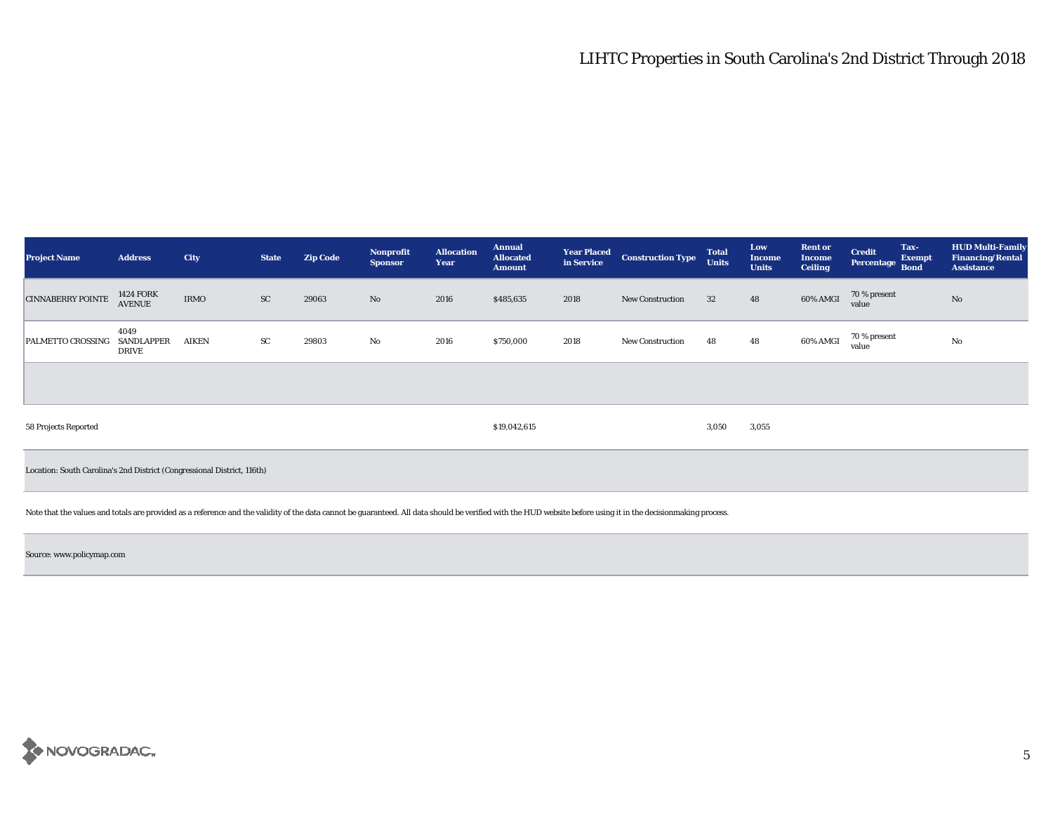# LIHTC Properties in South Carolina's 2nd District Through 2018

| Project Name | Address | City | State | Zip Code | Nonprofit Sponsor | Allocation Year | Annual Allocated Amount | Year Placed in Service | Construction Type | Total Units | Low Income Units | Rent or Income Ceiling | Credit Percentage | Tax-Exempt Bond | HUD Multi-Family Financing/Rental Assistance |
|---|---|---|---|---|---|---|---|---|---|---|---|---|---|---|---|
| CINNABERRY POINTE | 1424 FORK AVENUE | IRMO | SC | 29063 | No | 2016 | $485,635 | 2018 | New Construction | 32 | 48 | 60% AMGI | 70 % present value | | No |
| PALMETTO CROSSING | 4049 SANDLAPPER DRIVE | AIKEN | SC | 29803 | No | 2016 | $750,000 | 2018 | New Construction | 48 | 48 | 60% AMGI | 70 % present value | | No |
| | | | | | | | | | | | | | | | |
| 58 Projects Reported | | | | | | | $19,042,615 | | | 3,050 | 3,055 | | | | |

Location: South Carolina's 2nd District (Congressional District, 116th)

Note that the values and totals are provided as a reference and the validity of the data cannot be guaranteed. All data should be verified with the HUD website before using it in the decisionmaking process.

Source: www.policymap.com